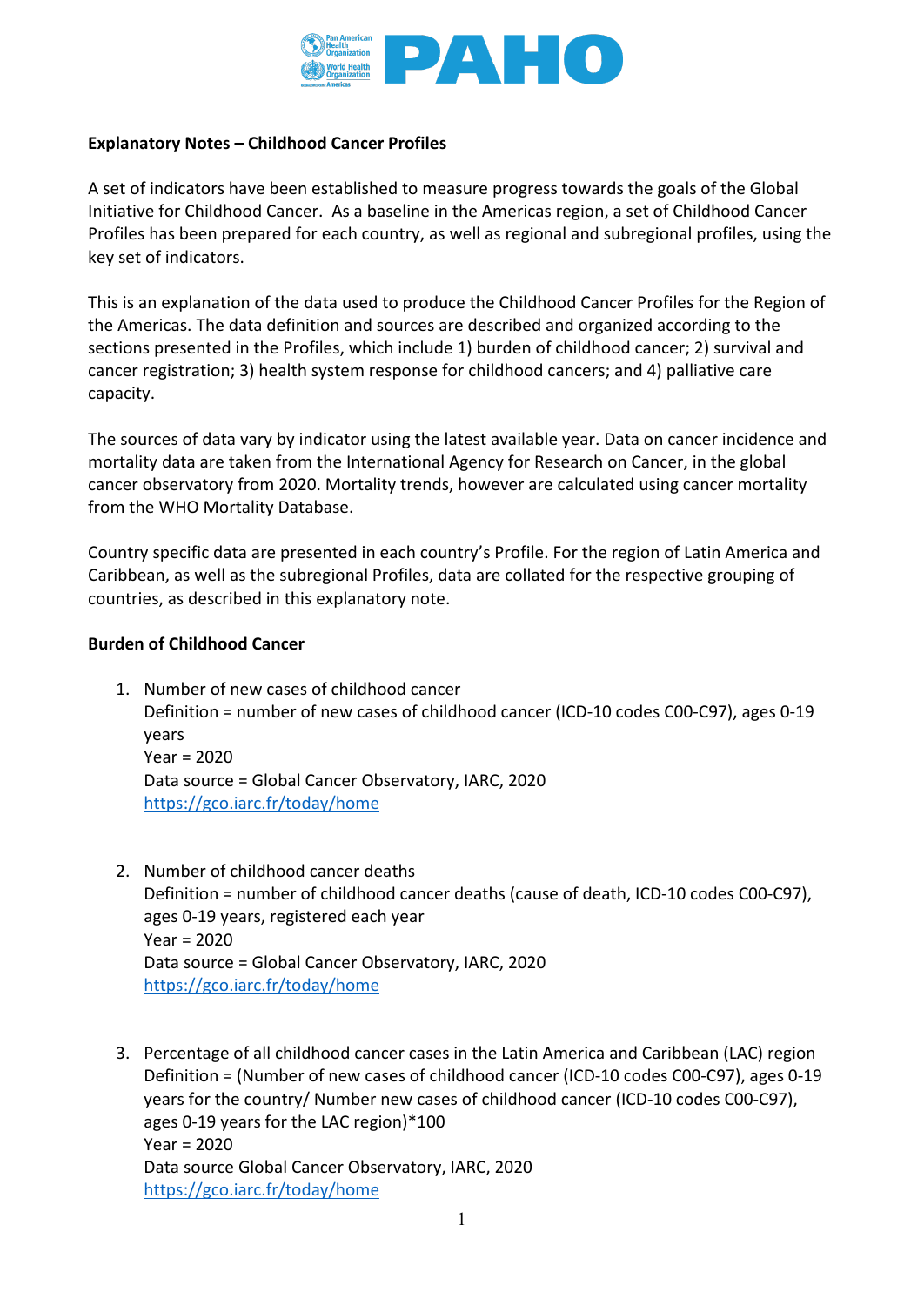**Explanatory Notes – Childhood Cancer Profiles**

A set of indicators have been established to measure progress towards the goals of the Global Initiative for Childhood Cancer. As a baseline in the Americas region, a set of Childhood Cancer Profiles has been prepared for each country, as well as regional and subregional profiles, using the key set of indicators.

This is an explanation of the data used to produce the Childhood Cancer Profiles for the Region of the Americas. The data definition and sources are described and organized according to the sections presented in the Profiles, which include 1) burden of childhood cancer; 2) survival and cancer registration; 3) health system response for childhood cancers; and 4) palliative care capacity.

The sources of data vary by indicator using the latest available year. Data on cancer incidence and mortality data are taken from the International Agency for Research on Cancer, in the global cancer observatory from 2020. Mortality trends, however are calculated using cancer mortality from the WHO Mortality Database.

Country specific data are presented in each country's Profile. For the region of Latin America and Caribbean, as well as the subregional Profiles, data are collated for the respective grouping of countries, as described in this explanatory note.

**Burden of Childhood Cancer**

1. Number of new cases of childhood cancer
   Definition = number of new cases of childhood cancer (ICD-10 codes C00-C97), ages 0-19 years
   Year = 2020
   Data source = Global Cancer Observatory, IARC, 2020
   https://gco.iarc.fr/today/home

2. Number of childhood cancer deaths
   Definition = number of childhood cancer deaths (cause of death, ICD-10 codes C00-C97), ages 0-19 years, registered each year
   Year = 2020
   Data source = Global Cancer Observatory, IARC, 2020
   https://gco.iarc.fr/today/home

3. Percentage of all childhood cancer cases in the Latin America and Caribbean (LAC) region
   Definition = (Number of new cases of childhood cancer (ICD-10 codes C00-C97), ages 0-19 years for the country/ Number new cases of childhood cancer (ICD-10 codes C00-C97), ages 0-19 years for the LAC region)*100
   Year = 2020
   Data source Global Cancer Observatory, IARC, 2020
   https://gco.iarc.fr/today/home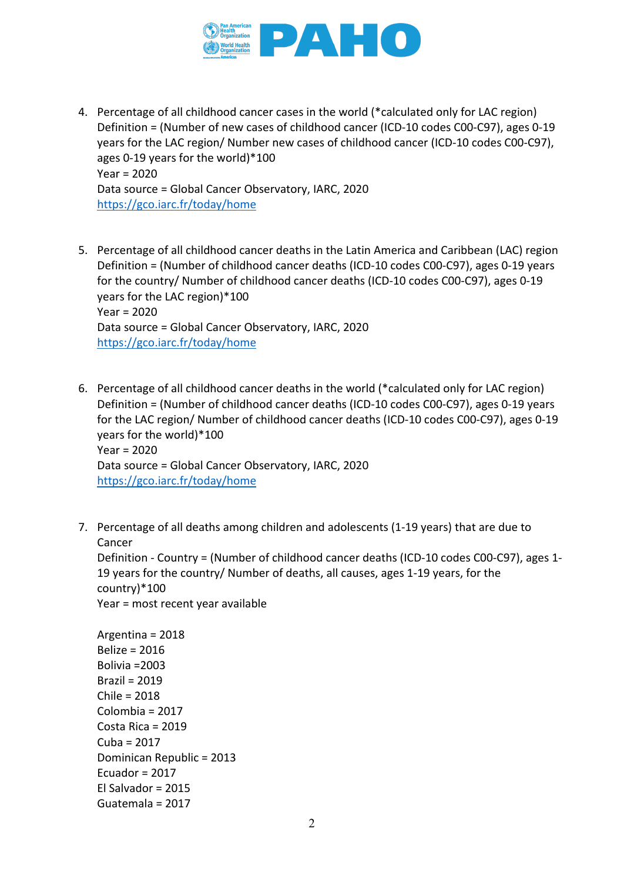4. Percentage of all childhood cancer cases in the world (*calculated only for LAC region)
   Definition = (Number of new cases of childhood cancer (ICD-10 codes C00-C97), ages 0-19 years for the LAC region/ Number new cases of childhood cancer (ICD-10 codes C00-C97), ages 0-19 years for the world)*100
   Year = 2020
   Data source = Global Cancer Observatory, IARC, 2020
   https://gco.iarc.fr/today/home

5. Percentage of all childhood cancer deaths in the Latin America and Caribbean (LAC) region
   Definition = (Number of childhood cancer deaths (ICD-10 codes C00-C97), ages 0-19 years for the country/ Number of childhood cancer deaths (ICD-10 codes C00-C97), ages 0-19 years for the LAC region)*100
   Year = 2020
   Data source = Global Cancer Observatory, IARC, 2020
   https://gco.iarc.fr/today/home

6. Percentage of all childhood cancer deaths in the world (*calculated only for LAC region)
   Definition = (Number of childhood cancer deaths (ICD-10 codes C00-C97), ages 0-19 years for the LAC region/ Number of childhood cancer deaths (ICD-10 codes C00-C97), ages 0-19 years for the world)*100
   Year = 2020
   Data source = Global Cancer Observatory, IARC, 2020
   https://gco.iarc.fr/today/home

7. Percentage of all deaths among children and adolescents (1-19 years) that are due to Cancer
   Definition - Country = (Number of childhood cancer deaths (ICD-10 codes C00-C97), ages 1-19 years for the country/ Number of deaths, all causes, ages 1-19 years, for the country)*100
   Year = most recent year available

   Argentina = 2018
   Belize = 2016
   Bolivia =2003
   Brazil = 2019
   Chile = 2018
   Colombia = 2017
   Costa Rica = 2019
   Cuba = 2017
   Dominican Republic = 2013
   Ecuador = 2017
   El Salvador = 2015
   Guatemala = 2017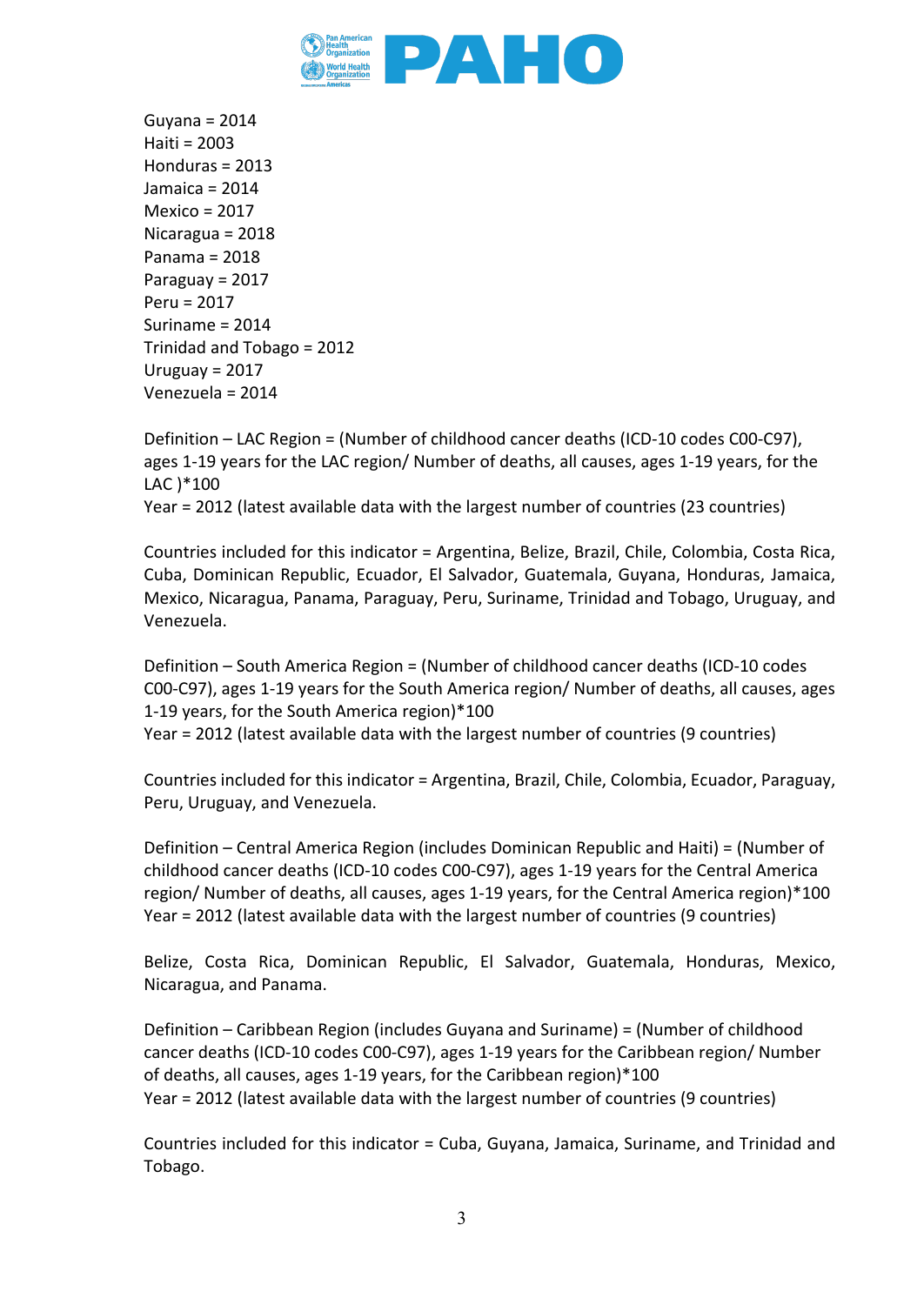Guyana = 2014
Haiti = 2003
Honduras = 2013
Jamaica = 2014
Mexico = 2017
Nicaragua = 2018
Panama = 2018
Paraguay = 2017
Peru = 2017
Suriname = 2014
Trinidad and Tobago = 2012
Uruguay = 2017
Venezuela = 2014

Definition – LAC Region = (Number of childhood cancer deaths (ICD-10 codes C00-C97), ages 1-19 years for the LAC region/ Number of deaths, all causes, ages 1-19 years, for the LAC )*100
Year = 2012 (latest available data with the largest number of countries (23 countries)

Countries included for this indicator = Argentina, Belize, Brazil, Chile, Colombia, Costa Rica, Cuba, Dominican Republic, Ecuador, El Salvador, Guatemala, Guyana, Honduras, Jamaica, Mexico, Nicaragua, Panama, Paraguay, Peru, Suriname, Trinidad and Tobago, Uruguay, and Venezuela.

Definition – South America Region = (Number of childhood cancer deaths (ICD-10 codes C00-C97), ages 1-19 years for the South America region/ Number of deaths, all causes, ages 1-19 years, for the South America region)*100
Year = 2012 (latest available data with the largest number of countries (9 countries)

Countries included for this indicator = Argentina, Brazil, Chile, Colombia, Ecuador, Paraguay, Peru, Uruguay, and Venezuela.

Definition – Central America Region (includes Dominican Republic and Haiti) = (Number of childhood cancer deaths (ICD-10 codes C00-C97), ages 1-19 years for the Central America region/ Number of deaths, all causes, ages 1-19 years, for the Central America region)*100
Year = 2012 (latest available data with the largest number of countries (9 countries)

Belize, Costa Rica, Dominican Republic, El Salvador, Guatemala, Honduras, Mexico, Nicaragua, and Panama.

Definition – Caribbean Region (includes Guyana and Suriname) = (Number of childhood cancer deaths (ICD-10 codes C00-C97), ages 1-19 years for the Caribbean region/ Number of deaths, all causes, ages 1-19 years, for the Caribbean region)*100
Year = 2012 (latest available data with the largest number of countries (9 countries)

Countries included for this indicator = Cuba, Guyana, Jamaica, Suriname, and Trinidad and Tobago.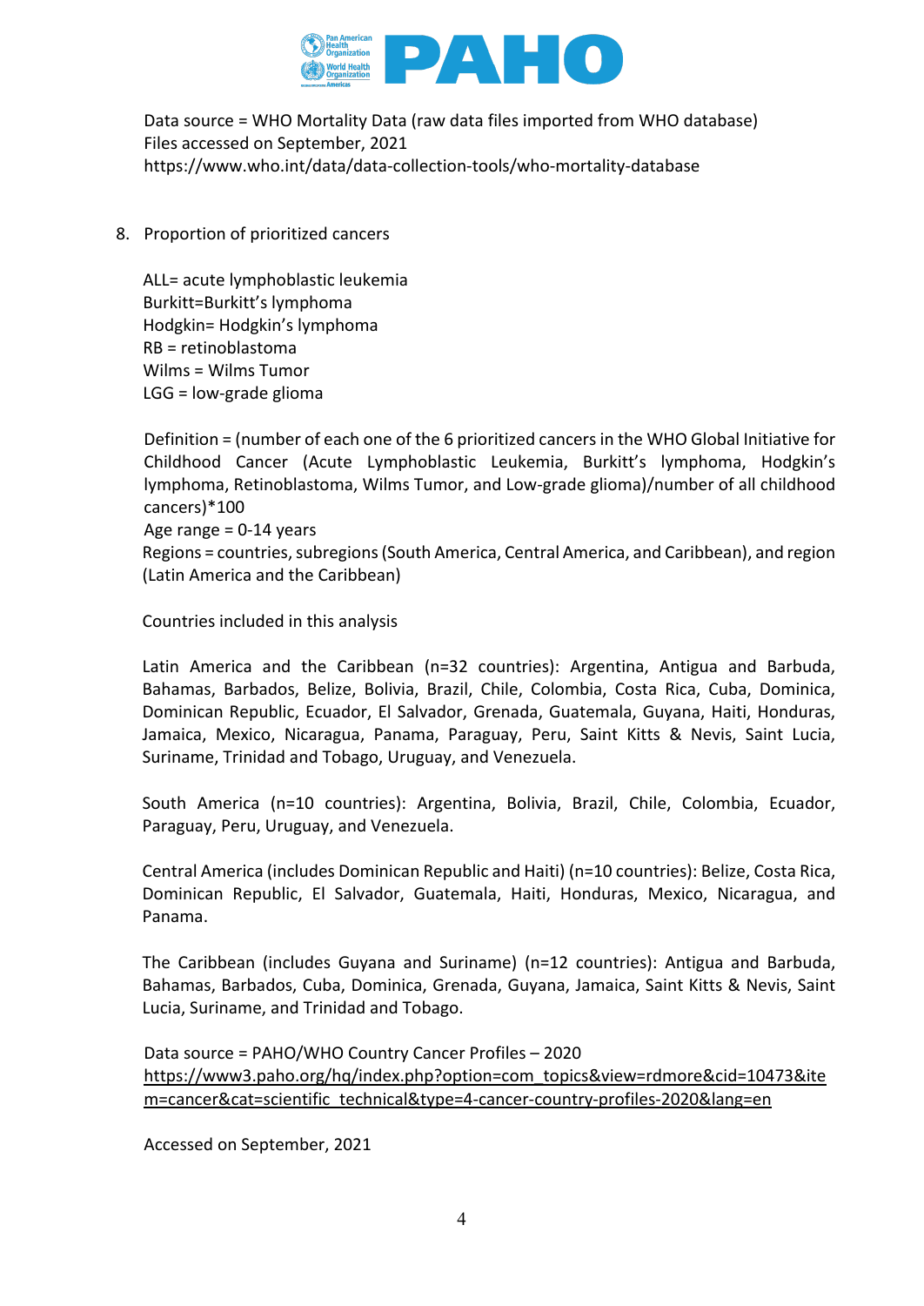Data source = WHO Mortality Data (raw data files imported from WHO database)
Files accessed on September, 2021
https://www.who.int/data/data-collection-tools/who-mortality-database

8. Proportion of prioritized cancers

ALL= acute lymphoblastic leukemia
Burkitt=Burkitt's lymphoma
Hodgkin= Hodgkin's lymphoma
RB = retinoblastoma
Wilms = Wilms Tumor
LGG = low-grade glioma

Definition = (number of each one of the 6 prioritized cancers in the WHO Global Initiative for Childhood Cancer (Acute Lymphoblastic Leukemia, Burkitt's lymphoma, Hodgkin's lymphoma, Retinoblastoma, Wilms Tumor, and Low-grade glioma)/number of all childhood cancers)*100
Age range = 0-14 years
Regions = countries, subregions (South America, Central America, and Caribbean), and region (Latin America and the Caribbean)

Countries included in this analysis

Latin America and the Caribbean (n=32 countries): Argentina, Antigua and Barbuda, Bahamas, Barbados, Belize, Bolivia, Brazil, Chile, Colombia, Costa Rica, Cuba, Dominica, Dominican Republic, Ecuador, El Salvador, Grenada, Guatemala, Guyana, Haiti, Honduras, Jamaica, Mexico, Nicaragua, Panama, Paraguay, Peru, Saint Kitts & Nevis, Saint Lucia, Suriname, Trinidad and Tobago, Uruguay, and Venezuela.

South America (n=10 countries): Argentina, Bolivia, Brazil, Chile, Colombia, Ecuador, Paraguay, Peru, Uruguay, and Venezuela.

Central America (includes Dominican Republic and Haiti) (n=10 countries): Belize, Costa Rica, Dominican Republic, El Salvador, Guatemala, Haiti, Honduras, Mexico, Nicaragua, and Panama.

The Caribbean (includes Guyana and Suriname) (n=12 countries): Antigua and Barbuda, Bahamas, Barbados, Cuba, Dominica, Grenada, Guyana, Jamaica, Saint Kitts & Nevis, Saint Lucia, Suriname, and Trinidad and Tobago.

Data source = PAHO/WHO Country Cancer Profiles – 2020
https://www3.paho.org/hq/index.php?option=com_topics&view=rdmore&cid=10473&item=cancer&cat=scientific_technical&type=4-cancer-country-profiles-2020&lang=en

Accessed on September, 2021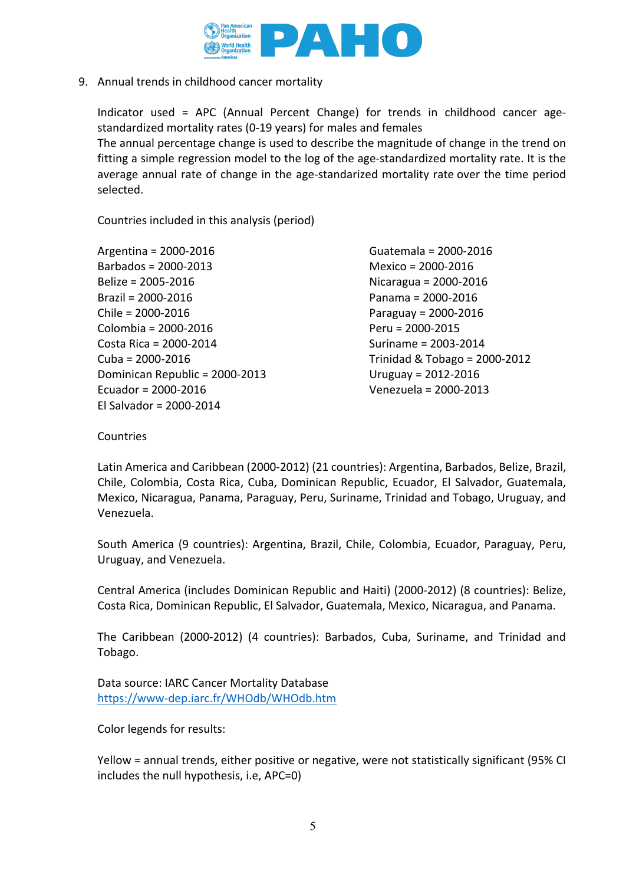9. Annual trends in childhood cancer mortality

Indicator used = APC (Annual Percent Change) for trends in childhood cancer age-standardized mortality rates (0-19 years) for males and females
The annual percentage change is used to describe the magnitude of change in the trend on fitting a simple regression model to the log of the age-standardized mortality rate. It is the average annual rate of change in the age-standarized mortality rate over the time period selected.

Countries included in this analysis (period)

Argentina = 2000-2016
Barbados = 2000-2013
Belize = 2005-2016
Brazil = 2000-2016
Chile = 2000-2016
Colombia = 2000-2016
Costa Rica = 2000-2014
Cuba = 2000-2016
Dominican Republic = 2000-2013
Ecuador = 2000-2016
El Salvador = 2000-2014
Guatemala = 2000-2016
Mexico = 2000-2016
Nicaragua = 2000-2016
Panama = 2000-2016
Paraguay = 2000-2016
Peru = 2000-2015
Suriname = 2003-2014
Trinidad & Tobago = 2000-2012
Uruguay = 2012-2016
Venezuela = 2000-2013

Countries

Latin America and Caribbean (2000-2012) (21 countries): Argentina, Barbados, Belize, Brazil, Chile, Colombia, Costa Rica, Cuba, Dominican Republic, Ecuador, El Salvador, Guatemala, Mexico, Nicaragua, Panama, Paraguay, Peru, Suriname, Trinidad and Tobago, Uruguay, and Venezuela.

South America (9 countries): Argentina, Brazil, Chile, Colombia, Ecuador, Paraguay, Peru, Uruguay, and Venezuela.

Central America (includes Dominican Republic and Haiti) (2000-2012) (8 countries): Belize, Costa Rica, Dominican Republic, El Salvador, Guatemala, Mexico, Nicaragua, and Panama.

The Caribbean (2000-2012) (4 countries): Barbados, Cuba, Suriname, and Trinidad and Tobago.

Data source: IARC Cancer Mortality Database
https://www-dep.iarc.fr/WHOdb/WHOdb.htm

Color legends for results:

Yellow = annual trends, either positive or negative, were not statistically significant (95% CI includes the null hypothesis, i.e, APC=0)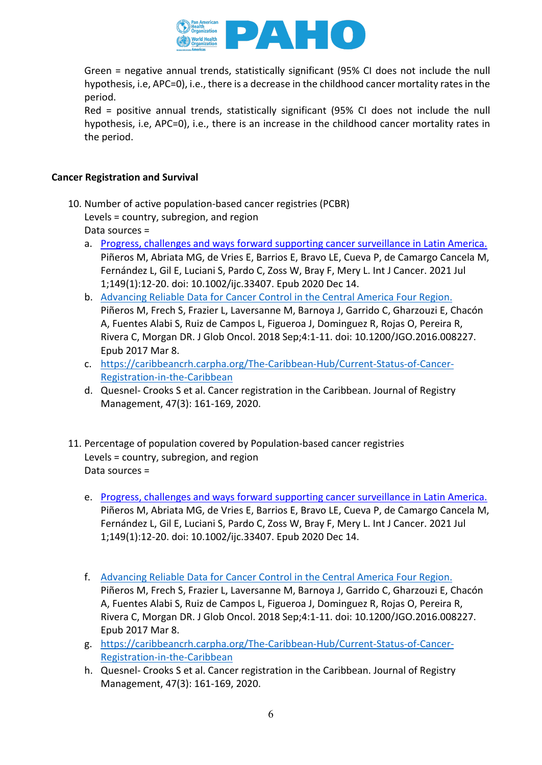Green = negative annual trends, statistically significant (95% CI does not include the null hypothesis, i.e, APC=0), i.e., there is a decrease in the childhood cancer mortality rates in the period.
Red = positive annual trends, statistically significant (95% CI does not include the null hypothesis, i.e, APC=0), i.e., there is an increase in the childhood cancer mortality rates in the period.

**Cancer Registration and Survival**

10. Number of active population-based cancer registries (PCBR)
    Levels = country, subregion, and region
    Data sources =
    a. Progress, challenges and ways forward supporting cancer surveillance in Latin America. Piñeros M, Abriata MG, de Vries E, Barrios E, Bravo LE, Cueva P, de Camargo Cancela M, Fernández L, Gil E, Luciani S, Pardo C, Zoss W, Bray F, Mery L. Int J Cancer. 2021 Jul 1;149(1):12-20. doi: 10.1002/ijc.33407. Epub 2020 Dec 14.
    b. Advancing Reliable Data for Cancer Control in the Central America Four Region. Piñeros M, Frech S, Frazier L, Laversanne M, Barnoya J, Garrido C, Gharzouzi E, Chacón A, Fuentes Alabi S, Ruiz de Campos L, Figueroa J, Dominguez R, Rojas O, Pereira R, Rivera C, Morgan DR. J Glob Oncol. 2018 Sep;4:1-11. doi: 10.1200/JGO.2016.008227. Epub 2017 Mar 8.
    c. https://caribbeancrh.carpha.org/The-Caribbean-Hub/Current-Status-of-Cancer-Registration-in-the-Caribbean
    d. Quesnel- Crooks S et al. Cancer registration in the Caribbean. Journal of Registry Management, 47(3): 161-169, 2020.

11. Percentage of population covered by Population-based cancer registries
    Levels = country, subregion, and region
    Data sources =

    e. Progress, challenges and ways forward supporting cancer surveillance in Latin America. Piñeros M, Abriata MG, de Vries E, Barrios E, Bravo LE, Cueva P, de Camargo Cancela M, Fernández L, Gil E, Luciani S, Pardo C, Zoss W, Bray F, Mery L. Int J Cancer. 2021 Jul 1;149(1):12-20. doi: 10.1002/ijc.33407. Epub 2020 Dec 14.

    f. Advancing Reliable Data for Cancer Control in the Central America Four Region. Piñeros M, Frech S, Frazier L, Laversanne M, Barnoya J, Garrido C, Gharzouzi E, Chacón A, Fuentes Alabi S, Ruiz de Campos L, Figueroa J, Dominguez R, Rojas O, Pereira R, Rivera C, Morgan DR. J Glob Oncol. 2018 Sep;4:1-11. doi: 10.1200/JGO.2016.008227. Epub 2017 Mar 8.
    g. https://caribbeancrh.carpha.org/The-Caribbean-Hub/Current-Status-of-Cancer-Registration-in-the-Caribbean
    h. Quesnel- Crooks S et al. Cancer registration in the Caribbean. Journal of Registry Management, 47(3): 161-169, 2020.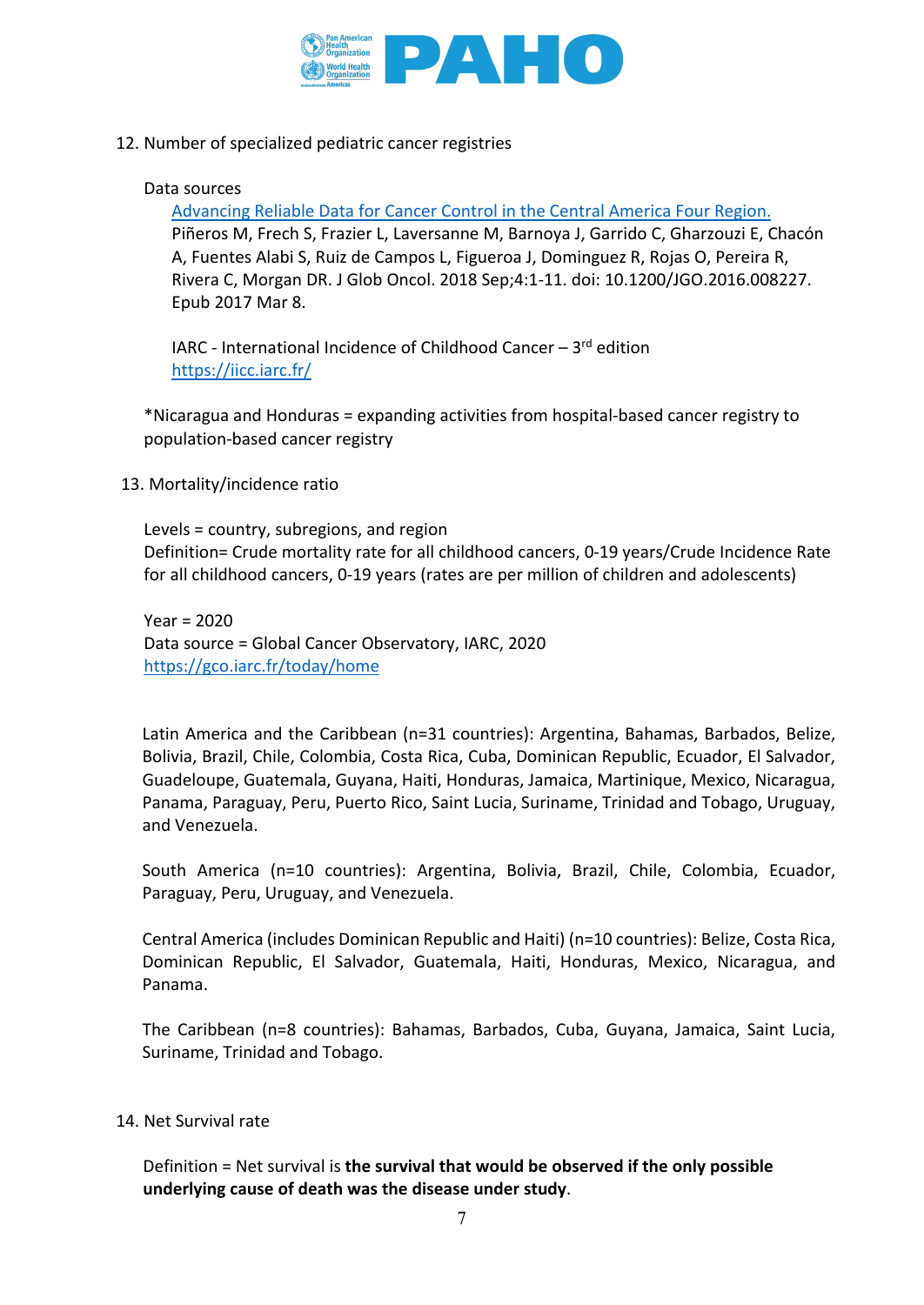12. Number of specialized pediatric cancer registries

    Data sources

    [Advancing Reliable Data for Cancer Control in the Central America Four Region.](#) Piñeros M, Frech S, Frazier L, Laversanne M, Barnoya J, Garrido C, Gharzouzi E, Chacón A, Fuentes Alabi S, Ruiz de Campos L, Figueroa J, Dominguez R, Rojas O, Pereira R, Rivera C, Morgan DR. J Glob Oncol. 2018 Sep;4:1-11. doi: 10.1200/JGO.2016.008227. Epub 2017 Mar 8.

    IARC - International Incidence of Childhood Cancer – 3rd edition
    https://iicc.iarc.fr/

    *Nicaragua and Honduras = expanding activities from hospital-based cancer registry to population-based cancer registry

13. Mortality/incidence ratio

    Levels = country, subregions, and region
    Definition= Crude mortality rate for all childhood cancers, 0-19 years/Crude Incidence Rate for all childhood cancers, 0-19 years (rates are per million of children and adolescents)

    Year = 2020
    Data source = Global Cancer Observatory, IARC, 2020
    https://gco.iarc.fr/today/home

    Latin America and the Caribbean (n=31 countries): Argentina, Bahamas, Barbados, Belize, Bolivia, Brazil, Chile, Colombia, Costa Rica, Cuba, Dominican Republic, Ecuador, El Salvador, Guadeloupe, Guatemala, Guyana, Haiti, Honduras, Jamaica, Martinique, Mexico, Nicaragua, Panama, Paraguay, Peru, Puerto Rico, Saint Lucia, Suriname, Trinidad and Tobago, Uruguay, and Venezuela.

    South America (n=10 countries): Argentina, Bolivia, Brazil, Chile, Colombia, Ecuador, Paraguay, Peru, Uruguay, and Venezuela.

    Central America (includes Dominican Republic and Haiti) (n=10 countries): Belize, Costa Rica, Dominican Republic, El Salvador, Guatemala, Haiti, Honduras, Mexico, Nicaragua, and Panama.

    The Caribbean (n=8 countries): Bahamas, Barbados, Cuba, Guyana, Jamaica, Saint Lucia, Suriname, Trinidad and Tobago.

14. Net Survival rate

    Definition = Net survival is **the survival that would be observed if the only possible underlying cause of death was the disease under study**.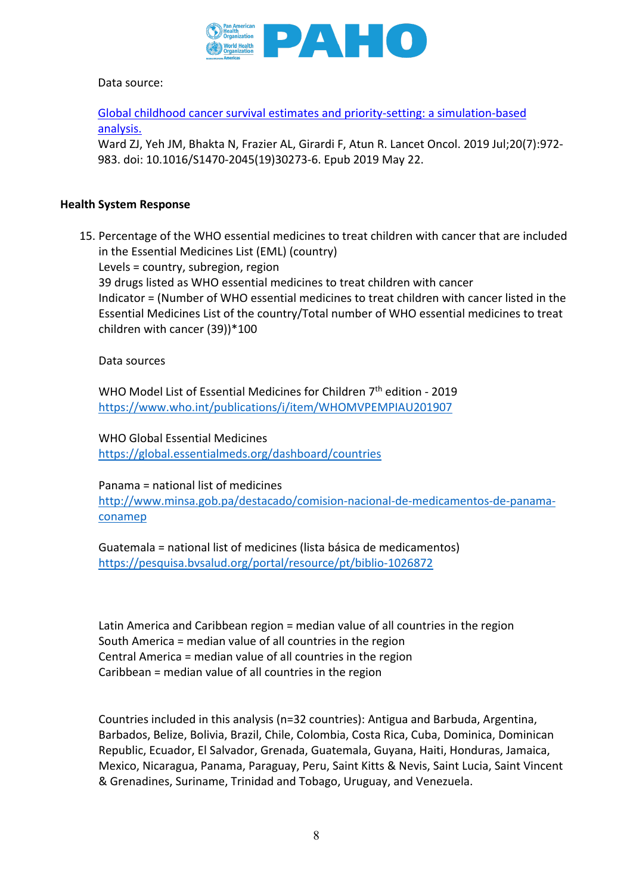Data source:

[Global childhood cancer survival estimates and priority-setting: a simulation-based analysis.](#)
Ward ZJ, Yeh JM, Bhakta N, Frazier AL, Girardi F, Atun R. Lancet Oncol. 2019 Jul;20(7):972-983. doi: 10.1016/S1470-2045(19)30273-6. Epub 2019 May 22.

**Health System Response**

15. Percentage of the WHO essential medicines to treat children with cancer that are included in the Essential Medicines List (EML) (country)
    Levels = country, subregion, region
    39 drugs listed as WHO essential medicines to treat children with cancer
    Indicator = (Number of WHO essential medicines to treat children with cancer listed in the Essential Medicines List of the country/Total number of WHO essential medicines to treat children with cancer (39))*100

    Data sources

    WHO Model List of Essential Medicines for Children 7th edition - 2019
    https://www.who.int/publications/i/item/WHOMVPEMPIAU201907

    WHO Global Essential Medicines
    https://global.essentialmeds.org/dashboard/countries

    Panama = national list of medicines
    http://www.minsa.gob.pa/destacado/comision-nacional-de-medicamentos-de-panama-conamep

    Guatemala = national list of medicines (lista básica de medicamentos)
    https://pesquisa.bvsalud.org/portal/resource/pt/biblio-1026872

    Latin America and Caribbean region = median value of all countries in the region
    South America = median value of all countries in the region
    Central America = median value of all countries in the region
    Caribbean = median value of all countries in the region

    Countries included in this analysis (n=32 countries): Antigua and Barbuda, Argentina, Barbados, Belize, Bolivia, Brazil, Chile, Colombia, Costa Rica, Cuba, Dominica, Dominican Republic, Ecuador, El Salvador, Grenada, Guatemala, Guyana, Haiti, Honduras, Jamaica, Mexico, Nicaragua, Panama, Paraguay, Peru, Saint Kitts & Nevis, Saint Lucia, Saint Vincent & Grenadines, Suriname, Trinidad and Tobago, Uruguay, and Venezuela.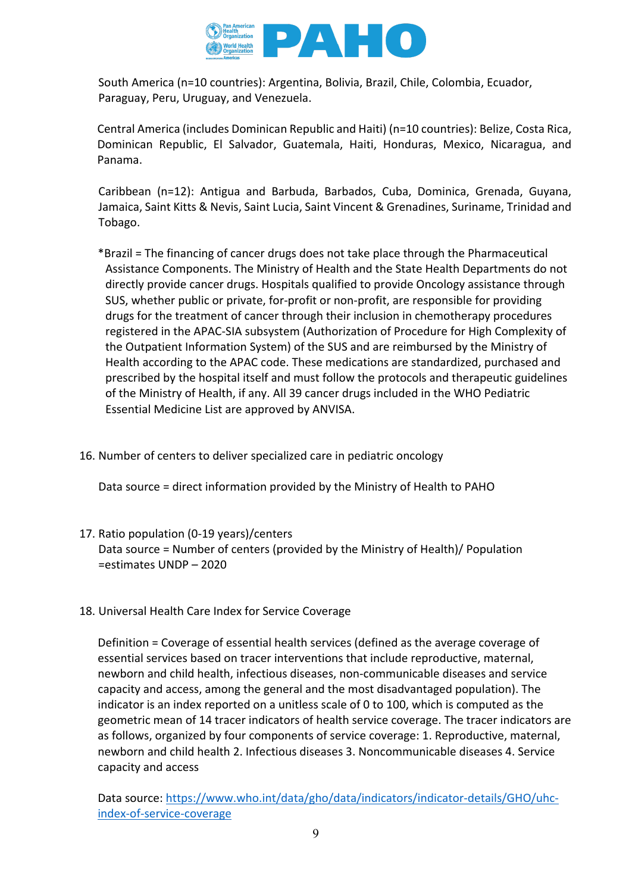South America (n=10 countries): Argentina, Bolivia, Brazil, Chile, Colombia, Ecuador, Paraguay, Peru, Uruguay, and Venezuela.

Central America (includes Dominican Republic and Haiti) (n=10 countries): Belize, Costa Rica, Dominican Republic, El Salvador, Guatemala, Haiti, Honduras, Mexico, Nicaragua, and Panama.

Caribbean (n=12): Antigua and Barbuda, Barbados, Cuba, Dominica, Grenada, Guyana, Jamaica, Saint Kitts & Nevis, Saint Lucia, Saint Vincent & Grenadines, Suriname, Trinidad and Tobago.

*Brazil = The financing of cancer drugs does not take place through the Pharmaceutical Assistance Components. The Ministry of Health and the State Health Departments do not directly provide cancer drugs. Hospitals qualified to provide Oncology assistance through SUS, whether public or private, for-profit or non-profit, are responsible for providing drugs for the treatment of cancer through their inclusion in chemotherapy procedures registered in the APAC-SIA subsystem (Authorization of Procedure for High Complexity of the Outpatient Information System) of the SUS and are reimbursed by the Ministry of Health according to the APAC code. These medications are standardized, purchased and prescribed by the hospital itself and must follow the protocols and therapeutic guidelines of the Ministry of Health, if any. All 39 cancer drugs included in the WHO Pediatric Essential Medicine List are approved by ANVISA.

16. Number of centers to deliver specialized care in pediatric oncology

    Data source = direct information provided by the Ministry of Health to PAHO

17. Ratio population (0-19 years)/centers

    Data source = Number of centers (provided by the Ministry of Health)/ Population =estimates UNDP – 2020

18. Universal Health Care Index for Service Coverage

    Definition = Coverage of essential health services (defined as the average coverage of essential services based on tracer interventions that include reproductive, maternal, newborn and child health, infectious diseases, non-communicable diseases and service capacity and access, among the general and the most disadvantaged population). The indicator is an index reported on a unitless scale of 0 to 100, which is computed as the geometric mean of 14 tracer indicators of health service coverage. The tracer indicators are as follows, organized by four components of service coverage: 1. Reproductive, maternal, newborn and child health 2. Infectious diseases 3. Noncommunicable diseases 4. Service capacity and access

    Data source: https://www.who.int/data/gho/data/indicators/indicator-details/GHO/uhc-index-of-service-coverage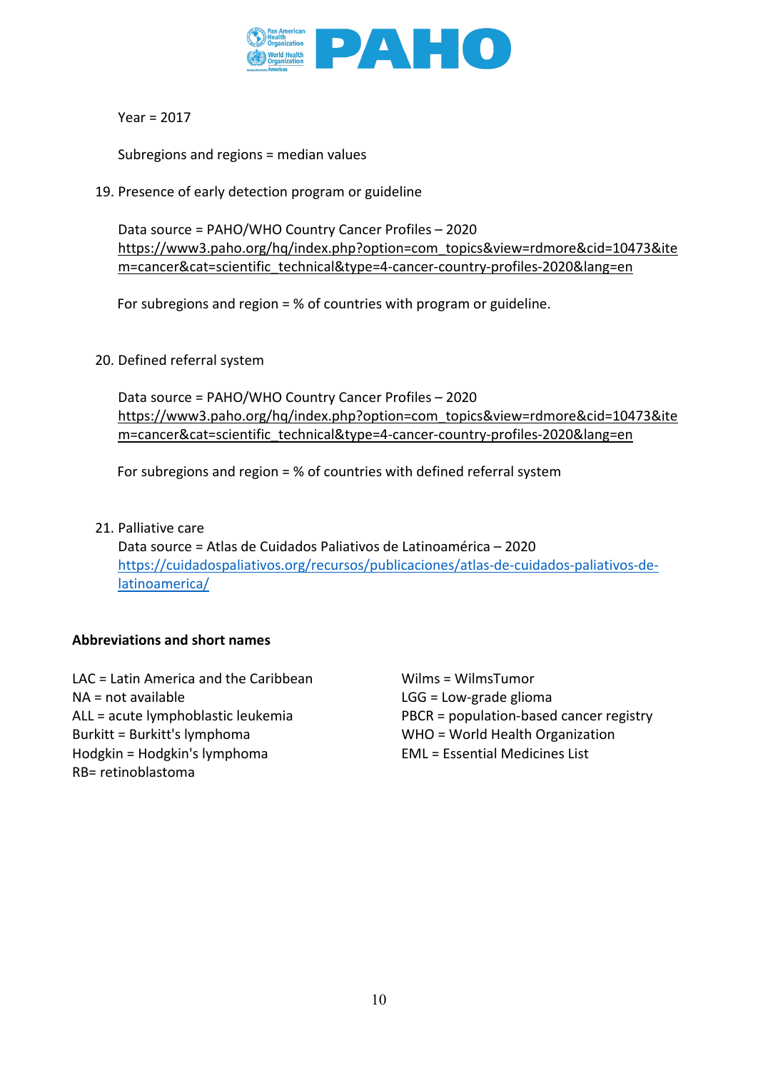Year = 2017

Subregions and regions = median values

19. Presence of early detection program or guideline

    Data source = PAHO/WHO Country Cancer Profiles – 2020
    https://www3.paho.org/hq/index.php?option=com_topics&view=rdmore&cid=10473&item=cancer&cat=scientific_technical&type=4-cancer-country-profiles-2020&lang=en

    For subregions and region = % of countries with program or guideline.

20. Defined referral system

    Data source = PAHO/WHO Country Cancer Profiles – 2020
    https://www3.paho.org/hq/index.php?option=com_topics&view=rdmore&cid=10473&item=cancer&cat=scientific_technical&type=4-cancer-country-profiles-2020&lang=en

    For subregions and region = % of countries with defined referral system

21. Palliative care
    Data source = Atlas de Cuidados Paliativos de Latinoamérica – 2020
    https://cuidadospaliativos.org/recursos/publicaciones/atlas-de-cuidados-paliativos-de-latinoamerica/

**Abbreviations and short names**

LAC = Latin America and the Caribbean
NA = not available
ALL = acute lymphoblastic leukemia
Burkitt = Burkitt's lymphoma
Hodgkin = Hodgkin's lymphoma
RB= retinoblastoma
Wilms = WilmsTumor
LGG = Low-grade glioma
PBCR = population-based cancer registry
WHO = World Health Organization
EML = Essential Medicines List